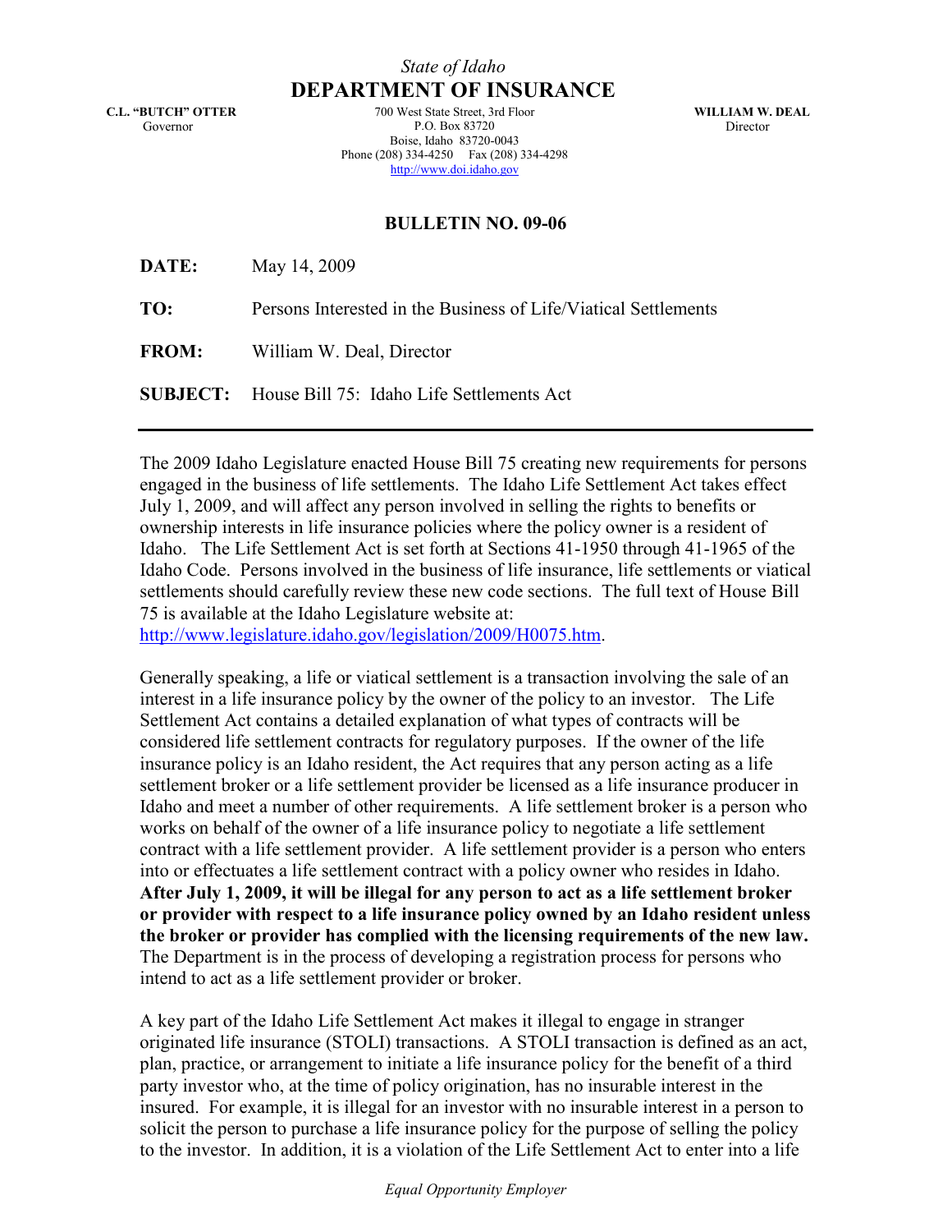*State of Idaho*

# DEPARTMENT OF INSURANCE

**C.L. "BUTCH" OTTER**
Governor

700 West State Street, 3rd Floor
P.O. Box 83720
Boise, Idaho 83720-0043
Phone (208) 334-4250 Fax (208) 334-4298
http://www.doi.idaho.gov

**WILLIAM W. DEAL**
Director

## BULLETIN NO. 09-06

**DATE:** May 14, 2009

**TO:** Persons Interested in the Business of Life/Viatical Settlements

**FROM:** William W. Deal, Director

**SUBJECT:** House Bill 75: Idaho Life Settlements Act

---

The 2009 Idaho Legislature enacted House Bill 75 creating new requirements for persons engaged in the business of life settlements. The Idaho Life Settlement Act takes effect July 1, 2009, and will affect any person involved in selling the rights to benefits or ownership interests in life insurance policies where the policy owner is a resident of Idaho. The Life Settlement Act is set forth at Sections 41-1950 through 41-1965 of the Idaho Code. Persons involved in the business of life insurance, life settlements or viatical settlements should carefully review these new code sections. The full text of House Bill 75 is available at the Idaho Legislature website at: http://www.legislature.idaho.gov/legislation/2009/H0075.htm.

Generally speaking, a life or viatical settlement is a transaction involving the sale of an interest in a life insurance policy by the owner of the policy to an investor. The Life Settlement Act contains a detailed explanation of what types of contracts will be considered life settlement contracts for regulatory purposes. If the owner of the life insurance policy is an Idaho resident, the Act requires that any person acting as a life settlement broker or a life settlement provider be licensed as a life insurance producer in Idaho and meet a number of other requirements. A life settlement broker is a person who works on behalf of the owner of a life insurance policy to negotiate a life settlement contract with a life settlement provider. A life settlement provider is a person who enters into or effectuates a life settlement contract with a policy owner who resides in Idaho. **After July 1, 2009, it will be illegal for any person to act as a life settlement broker or provider with respect to a life insurance policy owned by an Idaho resident unless the broker or provider has complied with the licensing requirements of the new law.** The Department is in the process of developing a registration process for persons who intend to act as a life settlement provider or broker.

A key part of the Idaho Life Settlement Act makes it illegal to engage in stranger originated life insurance (STOLI) transactions. A STOLI transaction is defined as an act, plan, practice, or arrangement to initiate a life insurance policy for the benefit of a third party investor who, at the time of policy origination, has no insurable interest in the insured. For example, it is illegal for an investor with no insurable interest in a person to solicit the person to purchase a life insurance policy for the purpose of selling the policy to the investor. In addition, it is a violation of the Life Settlement Act to enter into a life

*Equal Opportunity Employer*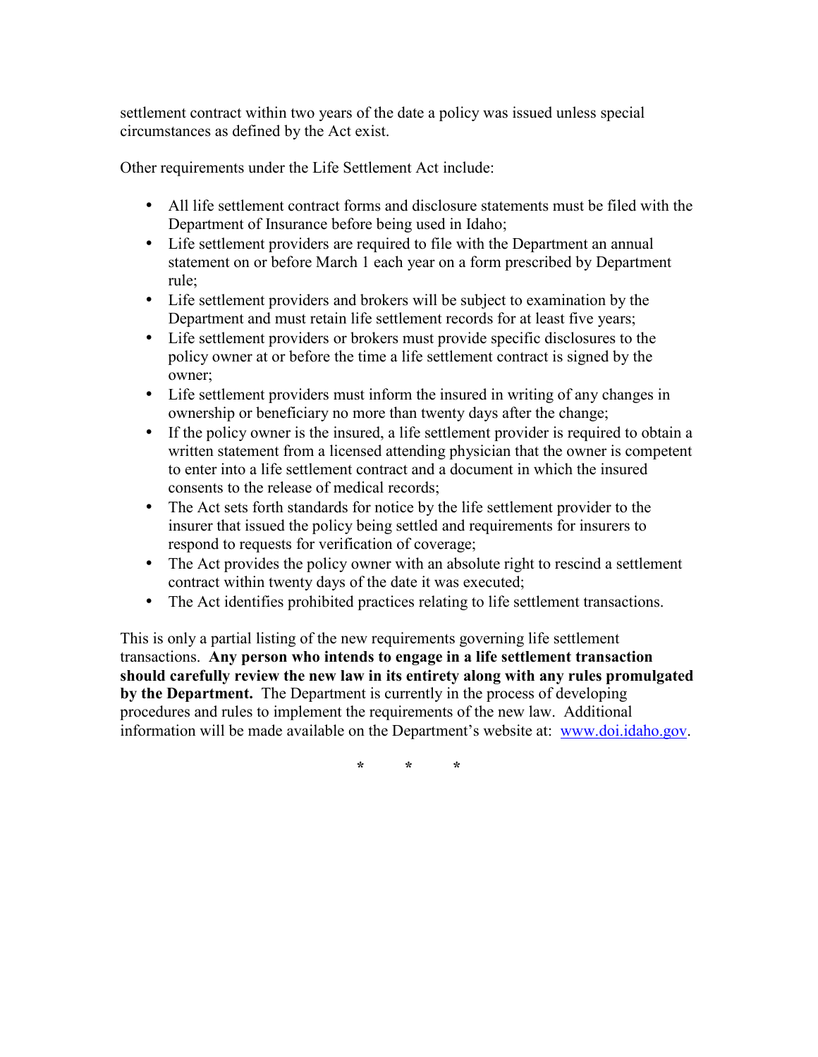settlement contract within two years of the date a policy was issued unless special circumstances as defined by the Act exist.

Other requirements under the Life Settlement Act include:

- All life settlement contract forms and disclosure statements must be filed with the Department of Insurance before being used in Idaho;
- Life settlement providers are required to file with the Department an annual statement on or before March 1 each year on a form prescribed by Department rule;
- Life settlement providers and brokers will be subject to examination by the Department and must retain life settlement records for at least five years;
- Life settlement providers or brokers must provide specific disclosures to the policy owner at or before the time a life settlement contract is signed by the owner;
- Life settlement providers must inform the insured in writing of any changes in ownership or beneficiary no more than twenty days after the change;
- If the policy owner is the insured, a life settlement provider is required to obtain a written statement from a licensed attending physician that the owner is competent to enter into a life settlement contract and a document in which the insured consents to the release of medical records;
- The Act sets forth standards for notice by the life settlement provider to the insurer that issued the policy being settled and requirements for insurers to respond to requests for verification of coverage;
- The Act provides the policy owner with an absolute right to rescind a settlement contract within twenty days of the date it was executed;
- The Act identifies prohibited practices relating to life settlement transactions.

This is only a partial listing of the new requirements governing life settlement transactions. **Any person who intends to engage in a life settlement transaction should carefully review the new law in its entirety along with any rules promulgated by the Department.** The Department is currently in the process of developing procedures and rules to implement the requirements of the new law. Additional information will be made available on the Department's website at: www.doi.idaho.gov.

\* \* \*